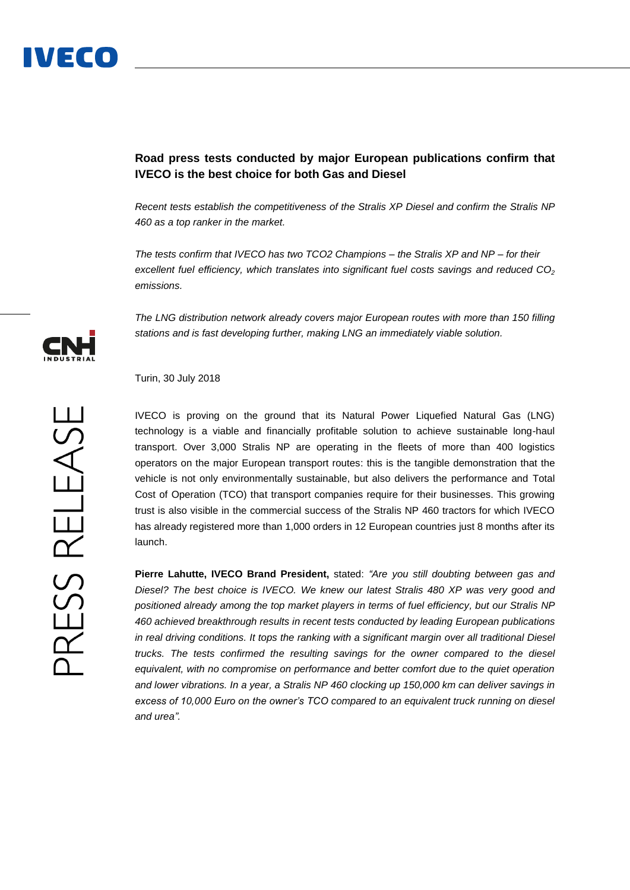# Road press tests conducted by major European publications confirm that IVECO is the best choice for both Gas and Diesel

*Recent tests establish the competitiveness of the Stralis XP Diesel and confirm the Stralis NP 460 as a top ranker in the market.*

*The tests confirm that IVECO has two TCO2 Champions – the Stralis XP and NP – for their excellent fuel efficiency, which translates into significant fuel costs savings and reduced $CO_2$ emissions.*

*The LNG distribution network already covers major European routes with more than 150 filling stations and is fast developing further, making LNG an immediately viable solution.*

Turin, 30 July 2018

IVECO is proving on the ground that its Natural Power Liquefied Natural Gas (LNG) technology is a viable and financially profitable solution to achieve sustainable long-haul transport. Over 3,000 Stralis NP are operating in the fleets of more than 400 logistics operators on the major European transport routes: this is the tangible demonstration that the vehicle is not only environmentally sustainable, but also delivers the performance and Total Cost of Operation (TCO) that transport companies require for their businesses. This growing trust is also visible in the commercial success of the Stralis NP 460 tractors for which IVECO has already registered more than 1,000 orders in 12 European countries just 8 months after its launch.

**Pierre Lahutte, IVECO Brand President,** stated: *"Are you still doubting between gas and Diesel? The best choice is IVECO. We knew our latest Stralis 480 XP was very good and positioned already among the top market players in terms of fuel efficiency, but our Stralis NP 460 achieved breakthrough results in recent tests conducted by leading European publications in real driving conditions. It tops the ranking with a significant margin over all traditional Diesel trucks. The tests confirmed the resulting savings for the owner compared to the diesel equivalent, with no compromise on performance and better comfort due to the quiet operation and lower vibrations. In a year, a Stralis NP 460 clocking up 150,000 km can deliver savings in excess of 10,000 Euro on the owner's TCO compared to an equivalent truck running on diesel and urea".*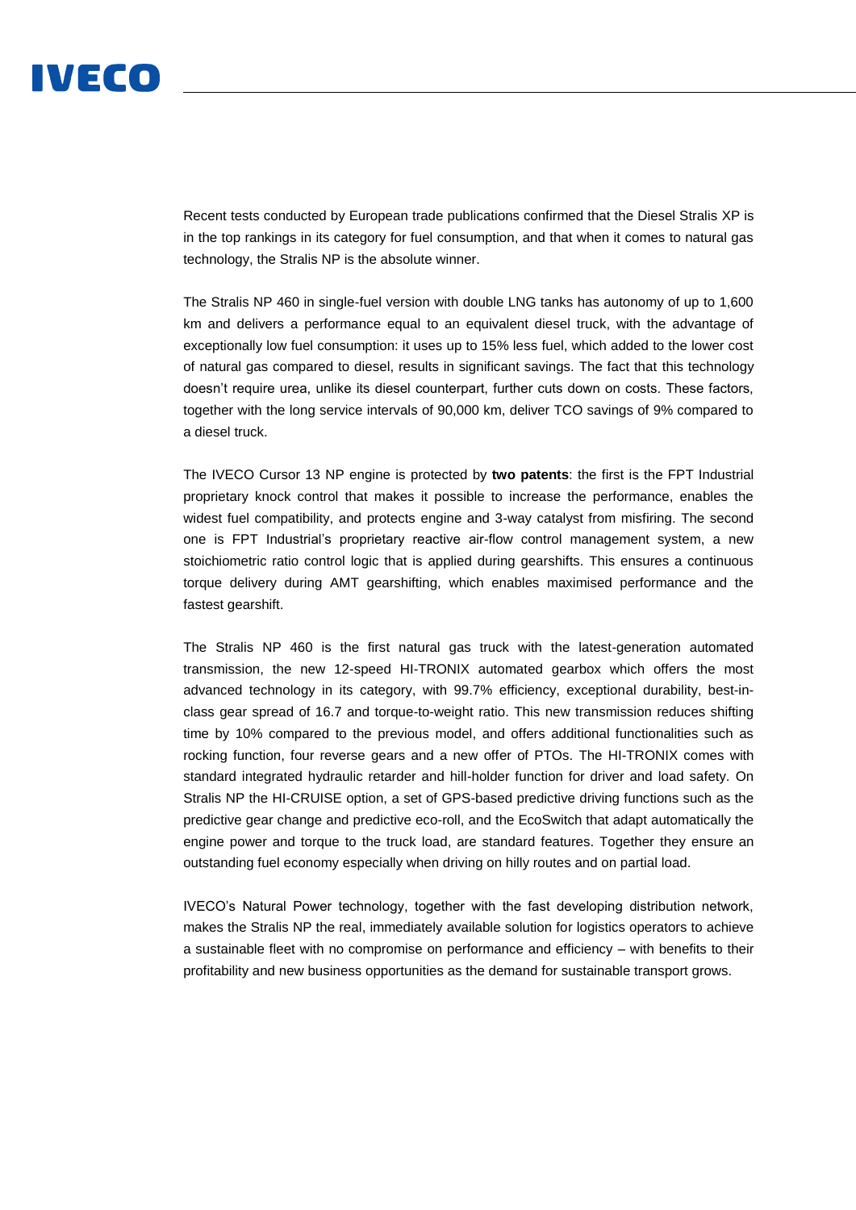Recent tests conducted by European trade publications confirmed that the Diesel Stralis XP is in the top rankings in its category for fuel consumption, and that when it comes to natural gas technology, the Stralis NP is the absolute winner.

The Stralis NP 460 in single-fuel version with double LNG tanks has autonomy of up to 1,600 km and delivers a performance equal to an equivalent diesel truck, with the advantage of exceptionally low fuel consumption: it uses up to 15% less fuel, which added to the lower cost of natural gas compared to diesel, results in significant savings. The fact that this technology doesn't require urea, unlike its diesel counterpart, further cuts down on costs. These factors, together with the long service intervals of 90,000 km, deliver TCO savings of 9% compared to a diesel truck.

The IVECO Cursor 13 NP engine is protected by **two patents**: the first is the FPT Industrial proprietary knock control that makes it possible to increase the performance, enables the widest fuel compatibility, and protects engine and 3-way catalyst from misfiring. The second one is FPT Industrial's proprietary reactive air-flow control management system, a new stoichiometric ratio control logic that is applied during gearshifts. This ensures a continuous torque delivery during AMT gearshifting, which enables maximised performance and the fastest gearshift.

The Stralis NP 460 is the first natural gas truck with the latest-generation automated transmission, the new 12-speed HI-TRONIX automated gearbox which offers the most advanced technology in its category, with 99.7% efficiency, exceptional durability, best-in-class gear spread of 16.7 and torque-to-weight ratio. This new transmission reduces shifting time by 10% compared to the previous model, and offers additional functionalities such as rocking function, four reverse gears and a new offer of PTOs. The HI-TRONIX comes with standard integrated hydraulic retarder and hill-holder function for driver and load safety. On Stralis NP the HI-CRUISE option, a set of GPS-based predictive driving functions such as the predictive gear change and predictive eco-roll, and the EcoSwitch that adapt automatically the engine power and torque to the truck load, are standard features. Together they ensure an outstanding fuel economy especially when driving on hilly routes and on partial load.

IVECO's Natural Power technology, together with the fast developing distribution network, makes the Stralis NP the real, immediately available solution for logistics operators to achieve a sustainable fleet with no compromise on performance and efficiency – with benefits to their profitability and new business opportunities as the demand for sustainable transport grows.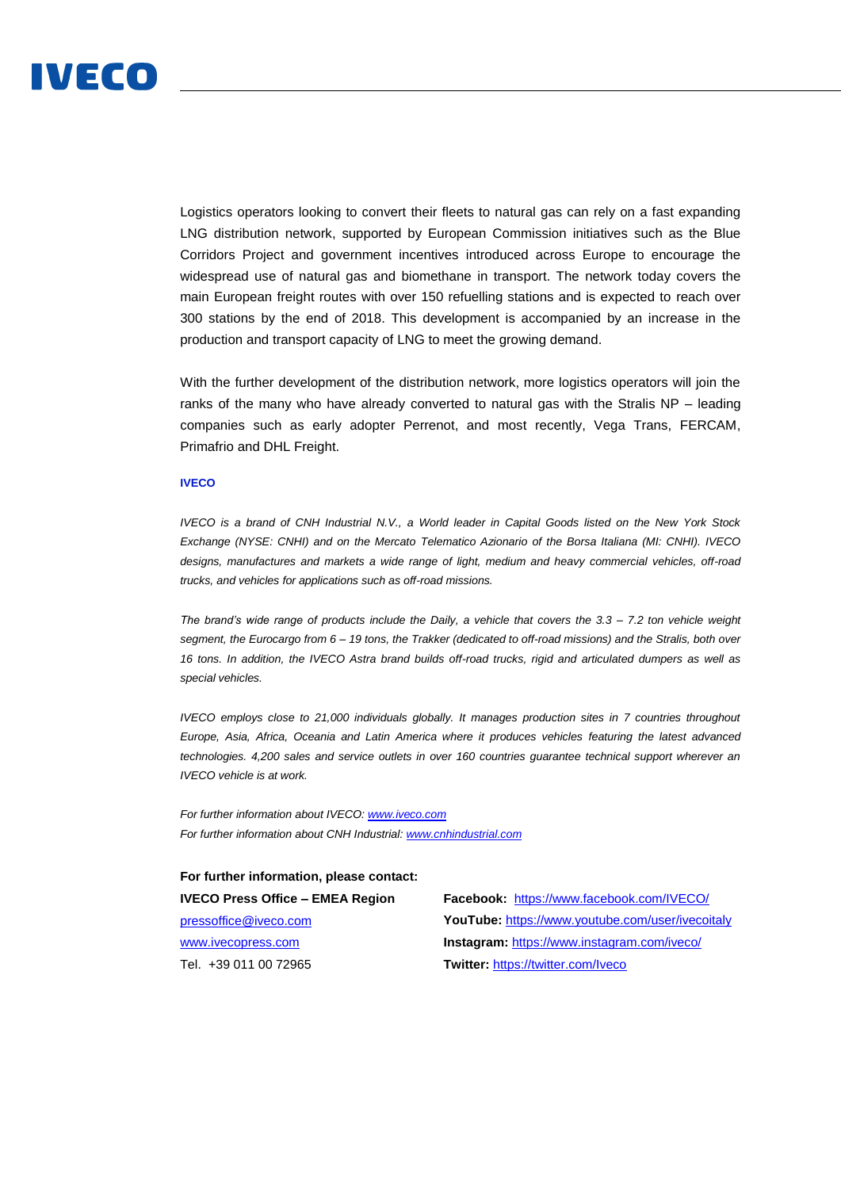Logistics operators looking to convert their fleets to natural gas can rely on a fast expanding LNG distribution network, supported by European Commission initiatives such as the Blue Corridors Project and government incentives introduced across Europe to encourage the widespread use of natural gas and biomethane in transport. The network today covers the main European freight routes with over 150 refuelling stations and is expected to reach over 300 stations by the end of 2018. This development is accompanied by an increase in the production and transport capacity of LNG to meet the growing demand.

With the further development of the distribution network, more logistics operators will join the ranks of the many who have already converted to natural gas with the Stralis NP – leading companies such as early adopter Perrenot, and most recently, Vega Trans, FERCAM, Primafrio and DHL Freight.

**IVECO**

*IVECO is a brand of CNH Industrial N.V., a World leader in Capital Goods listed on the New York Stock Exchange (NYSE: CNHI) and on the Mercato Telematico Azionario of the Borsa Italiana (MI: CNHI). IVECO designs, manufactures and markets a wide range of light, medium and heavy commercial vehicles, off-road trucks, and vehicles for applications such as off-road missions.*

*The brand's wide range of products include the Daily, a vehicle that covers the 3.3 – 7.2 ton vehicle weight segment, the Eurocargo from 6 – 19 tons, the Trakker (dedicated to off-road missions) and the Stralis, both over 16 tons. In addition, the IVECO Astra brand builds off-road trucks, rigid and articulated dumpers as well as special vehicles.*

*IVECO employs close to 21,000 individuals globally. It manages production sites in 7 countries throughout Europe, Asia, Africa, Oceania and Latin America where it produces vehicles featuring the latest advanced technologies. 4,200 sales and service outlets in over 160 countries guarantee technical support wherever an IVECO vehicle is at work.*

*For further information about IVECO: www.iveco.com*
*For further information about CNH Industrial: www.cnhindustrial.com*

**For further information, please contact:**

**IVECO Press Office – EMEA Region**
pressoffice@iveco.com
www.ivecopress.com
Tel. +39 011 00 72965

**Facebook:** https://www.facebook.com/IVECO/
**YouTube:** https://www.youtube.com/user/ivecoitaly
**Instagram:** https://www.instagram.com/iveco/
**Twitter:** https://twitter.com/Iveco